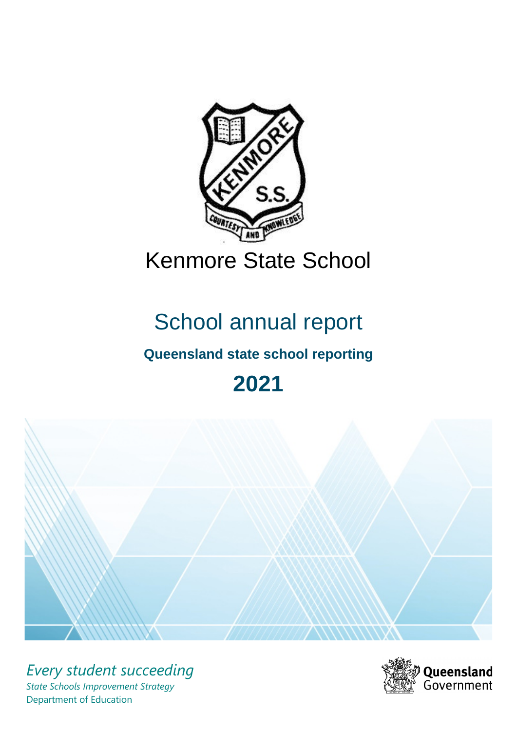# Kenmore State School

## School annual report

### Queensland state school reporting

## 2021

*Every student succeeding*

*State Schools Improvement Strategy*

Department of Education

Queensland Government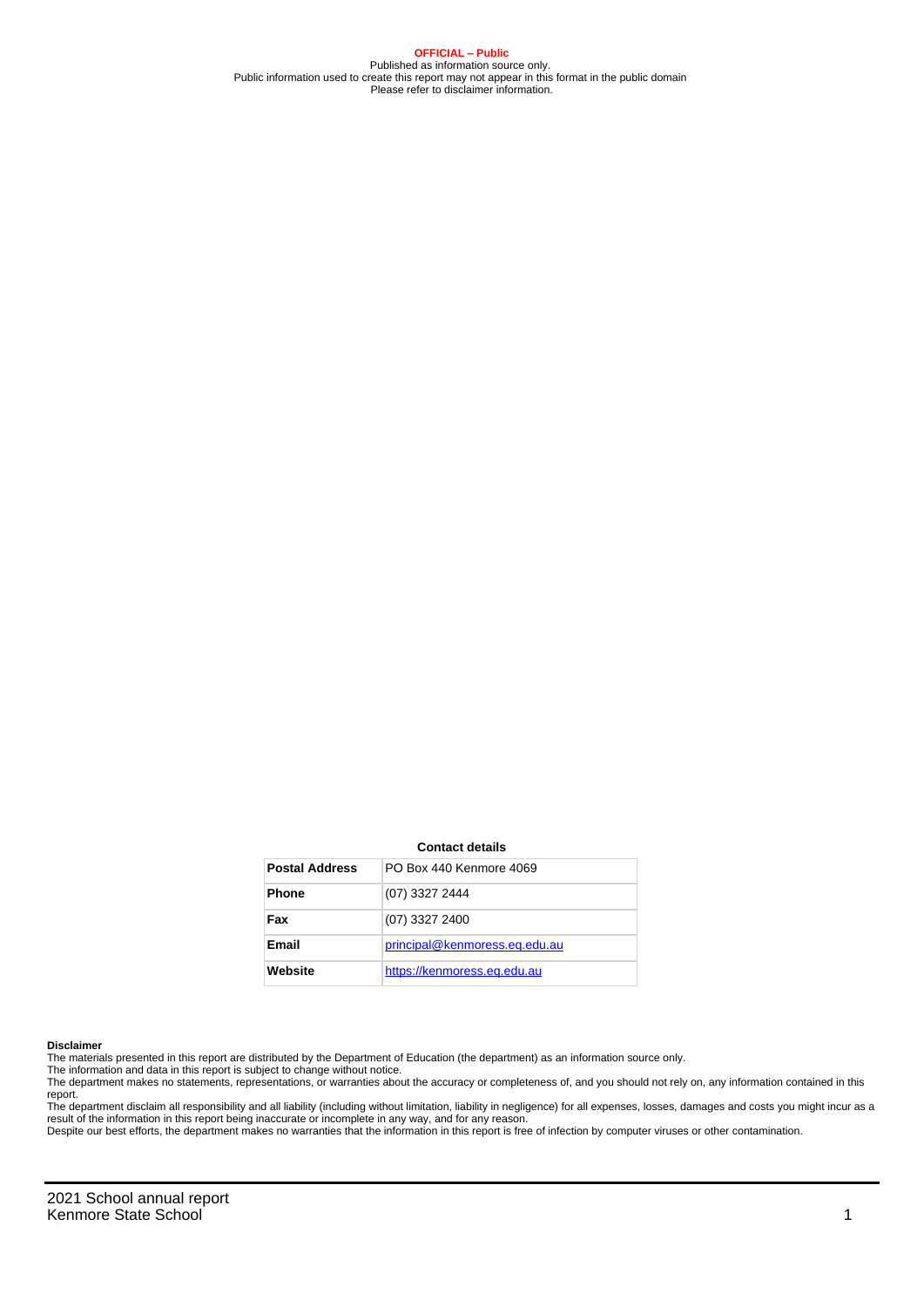**OFFICIAL – Public**
Published as information source only.
Public information used to create this report may not appear in this format in the public domain
Please refer to disclaimer information.

**Contact details**

| Postal Address | PO Box 440 Kenmore 4069 |
|---|---|
| Phone | (07) 3327 2444 |
| Fax | (07) 3327 2400 |
| Email | principal@kenmoress.eq.edu.au |
| Website | https://kenmoress.eq.edu.au |

**Disclaimer**

The materials presented in this report are distributed by the Department of Education (the department) as an information source only.

The information and data in this report is subject to change without notice.

The department makes no statements, representations, or warranties about the accuracy or completeness of, and you should not rely on, any information contained in this report.

The department disclaim all responsibility and all liability (including without limitation, liability in negligence) for all expenses, losses, damages and costs you might incur as a result of the information in this report being inaccurate or incomplete in any way, and for any reason.

Despite our best efforts, the department makes no warranties that the information in this report is free of infection by computer viruses or other contamination.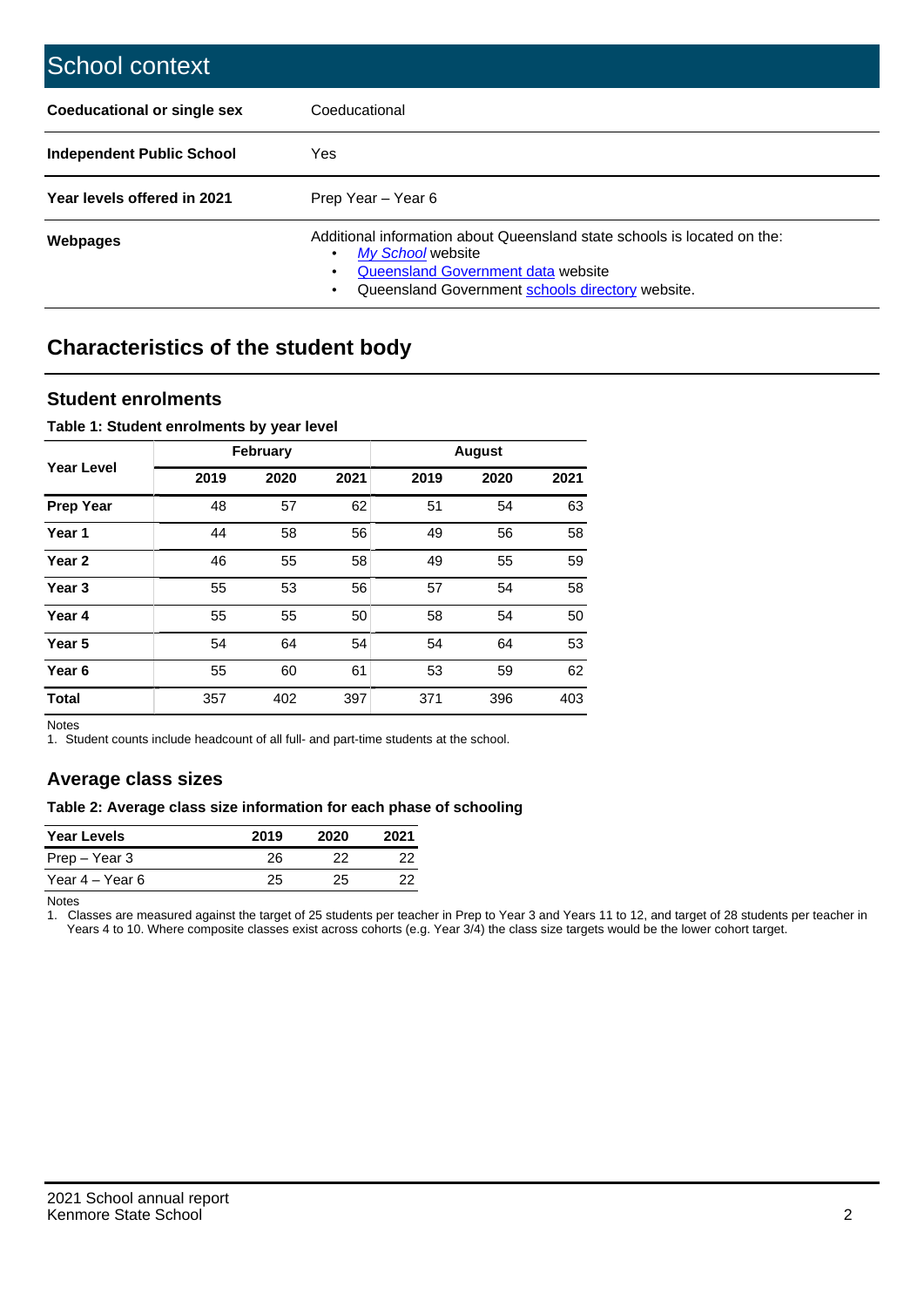# School context

| | |
|---|---|
| **Coeducational or single sex** | Coeducational |
| **Independent Public School** | Yes |
| **Year levels offered in 2021** | Prep Year – Year 6 |
| **Webpages** | Additional information about Queensland state schools is located on the:<br>• *My School* website<br>• Queensland Government data website<br>• Queensland Government schools directory website. |

## Characteristics of the student body

### Student enrolments

**Table 1: Student enrolments by year level**

| Year Level | February | | | August | | |
|---|---|---|---|---|---|---|
| | 2019 | 2020 | 2021 | 2019 | 2020 | 2021 |
| **Prep Year** | 48 | 57 | 62 | 51 | 54 | 63 |
| **Year 1** | 44 | 58 | 56 | 49 | 56 | 58 |
| **Year 2** | 46 | 55 | 58 | 49 | 55 | 59 |
| **Year 3** | 55 | 53 | 56 | 57 | 54 | 58 |
| **Year 4** | 55 | 55 | 50 | 58 | 54 | 50 |
| **Year 5** | 54 | 64 | 54 | 54 | 64 | 53 |
| **Year 6** | 55 | 60 | 61 | 53 | 59 | 62 |
| **Total** | 357 | 402 | 397 | 371 | 396 | 403 |

Notes
1. Student counts include headcount of all full- and part-time students at the school.

### Average class sizes

**Table 2: Average class size information for each phase of schooling**

| Year Levels | 2019 | 2020 | 2021 |
|---|---|---|---|
| Prep – Year 3 | 26 | 22 | 22 |
| Year 4 – Year 6 | 25 | 25 | 22 |

Notes
1. Classes are measured against the target of 25 students per teacher in Prep to Year 3 and Years 11 to 12, and target of 28 students per teacher in Years 4 to 10. Where composite classes exist across cohorts (e.g. Year 3/4) the class size targets would be the lower cohort target.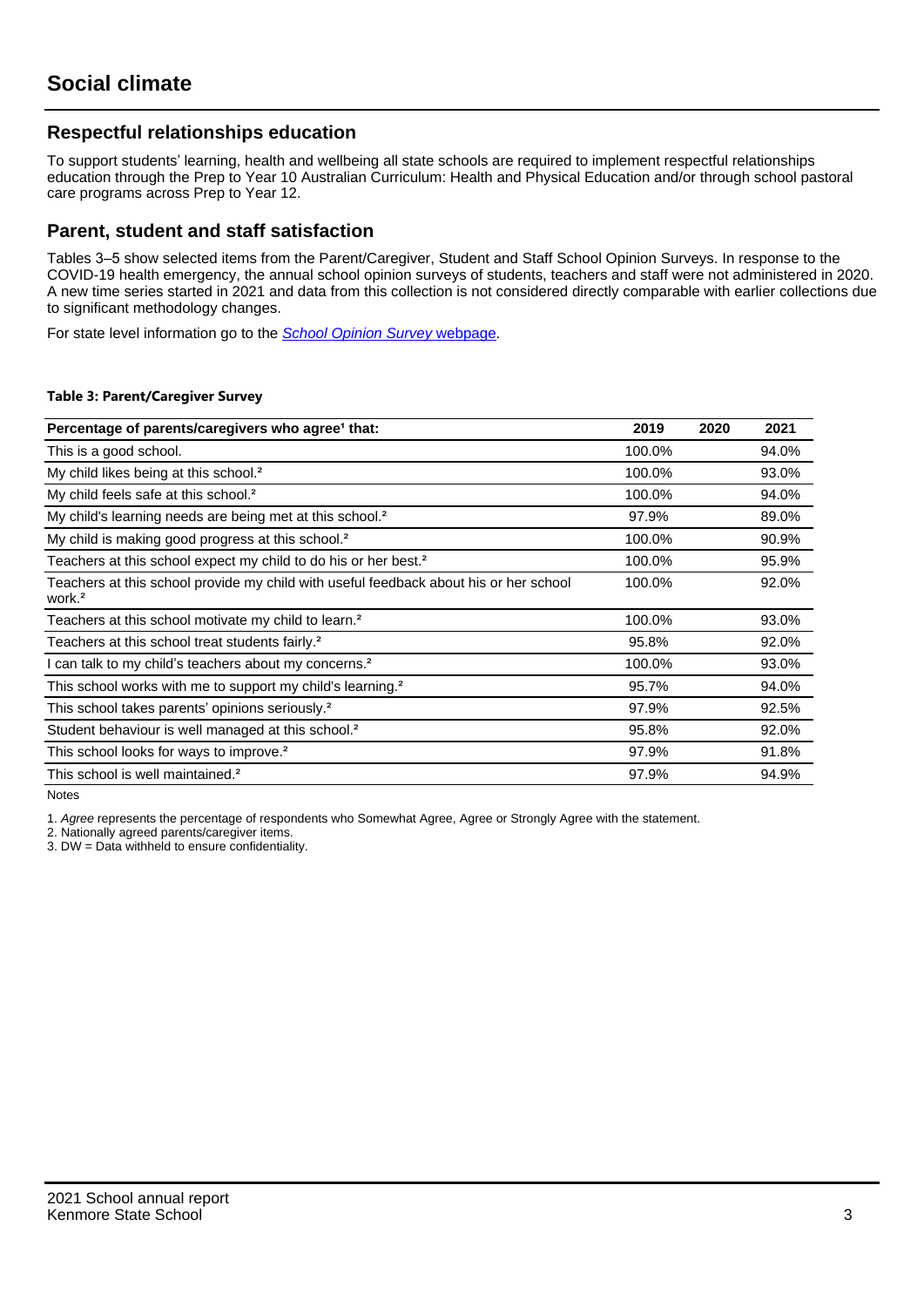# Social climate

## Respectful relationships education

To support students' learning, health and wellbeing all state schools are required to implement respectful relationships education through the Prep to Year 10 Australian Curriculum: Health and Physical Education and/or through school pastoral care programs across Prep to Year 12.

## Parent, student and staff satisfaction

Tables 3–5 show selected items from the Parent/Caregiver, Student and Staff School Opinion Surveys. In response to the COVID-19 health emergency, the annual school opinion surveys of students, teachers and staff were not administered in 2020. A new time series started in 2021 and data from this collection is not considered directly comparable with earlier collections due to significant methodology changes.

For state level information go to the *School Opinion Survey* webpage.

**Table 3: Parent/Caregiver Survey**

| Percentage of parents/caregivers who agree[1] that: | 2019 | 2020 | 2021 |
|---|---|---|---|
| This is a good school. | 100.0% | | 94.0% |
| My child likes being at this school.[2] | 100.0% | | 93.0% |
| My child feels safe at this school.[2] | 100.0% | | 94.0% |
| My child's learning needs are being met at this school.[2] | 97.9% | | 89.0% |
| My child is making good progress at this school.[2] | 100.0% | | 90.9% |
| Teachers at this school expect my child to do his or her best.[2] | 100.0% | | 95.9% |
| Teachers at this school provide my child with useful feedback about his or her school work.[2] | 100.0% | | 92.0% |
| Teachers at this school motivate my child to learn.[2] | 100.0% | | 93.0% |
| Teachers at this school treat students fairly.[2] | 95.8% | | 92.0% |
| I can talk to my child's teachers about my concerns.[2] | 100.0% | | 93.0% |
| This school works with me to support my child's learning.[2] | 95.7% | | 94.0% |
| This school takes parents' opinions seriously.[2] | 97.9% | | 92.5% |
| Student behaviour is well managed at this school.[2] | 95.8% | | 92.0% |
| This school looks for ways to improve.[2] | 97.9% | | 91.8% |
| This school is well maintained.[2] | 97.9% | | 94.9% |

Notes

1. *Agree* represents the percentage of respondents who Somewhat Agree, Agree or Strongly Agree with the statement.
2. Nationally agreed parents/caregiver items.
3. DW = Data withheld to ensure confidentiality.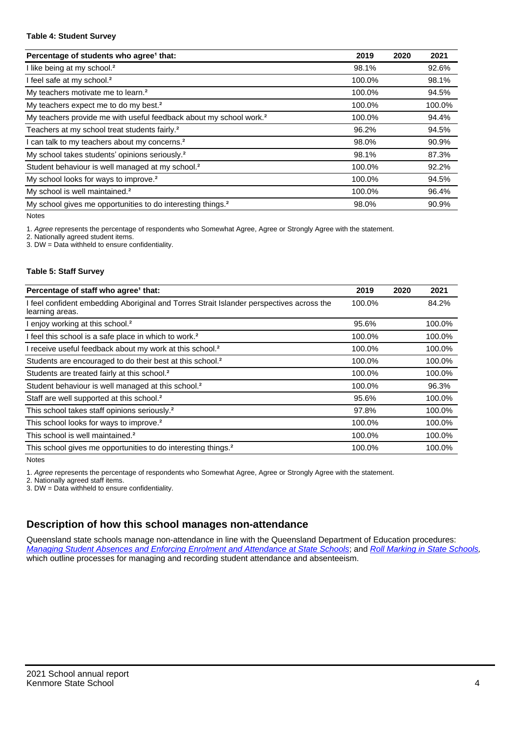**Table 4: Student Survey**

| Percentage of students who agree[1] that: | 2019 | 2020 | 2021 |
|---|---|---|---|
| I like being at my school.[2] | 98.1% | | 92.6% |
| I feel safe at my school.[2] | 100.0% | | 98.1% |
| My teachers motivate me to learn.[2] | 100.0% | | 94.5% |
| My teachers expect me to do my best.[2] | 100.0% | | 100.0% |
| My teachers provide me with useful feedback about my school work.[2] | 100.0% | | 94.4% |
| Teachers at my school treat students fairly.[2] | 96.2% | | 94.5% |
| I can talk to my teachers about my concerns.[2] | 98.0% | | 90.9% |
| My school takes students' opinions seriously.[2] | 98.1% | | 87.3% |
| Student behaviour is well managed at my school.[2] | 100.0% | | 92.2% |
| My school looks for ways to improve.[2] | 100.0% | | 94.5% |
| My school is well maintained.[2] | 100.0% | | 96.4% |
| My school gives me opportunities to do interesting things.[2] | 98.0% | | 90.9% |

Notes

1. *Agree* represents the percentage of respondents who Somewhat Agree, Agree or Strongly Agree with the statement.
2. Nationally agreed student items.
3. DW = Data withheld to ensure confidentiality.

**Table 5: Staff Survey**

| Percentage of staff who agree[1] that: | 2019 | 2020 | 2021 |
|---|---|---|---|
| I feel confident embedding Aboriginal and Torres Strait Islander perspectives across the learning areas. | 100.0% | | 84.2% |
| I enjoy working at this school.[2] | 95.6% | | 100.0% |
| I feel this school is a safe place in which to work.[2] | 100.0% | | 100.0% |
| I receive useful feedback about my work at this school.[2] | 100.0% | | 100.0% |
| Students are encouraged to do their best at this school.[2] | 100.0% | | 100.0% |
| Students are treated fairly at this school.[2] | 100.0% | | 100.0% |
| Student behaviour is well managed at this school.[2] | 100.0% | | 96.3% |
| Staff are well supported at this school.[2] | 95.6% | | 100.0% |
| This school takes staff opinions seriously.[2] | 97.8% | | 100.0% |
| This school looks for ways to improve.[2] | 100.0% | | 100.0% |
| This school is well maintained.[2] | 100.0% | | 100.0% |
| This school gives me opportunities to do interesting things.[2] | 100.0% | | 100.0% |

Notes

1. *Agree* represents the percentage of respondents who Somewhat Agree, Agree or Strongly Agree with the statement.
2. Nationally agreed staff items.
3. DW = Data withheld to ensure confidentiality.

## Description of how this school manages non-attendance

Queensland state schools manage non-attendance in line with the Queensland Department of Education procedures: *Managing Student Absences and Enforcing Enrolment and Attendance at State Schools*; and *Roll Marking in State Schools,* which outline processes for managing and recording student attendance and absenteeism.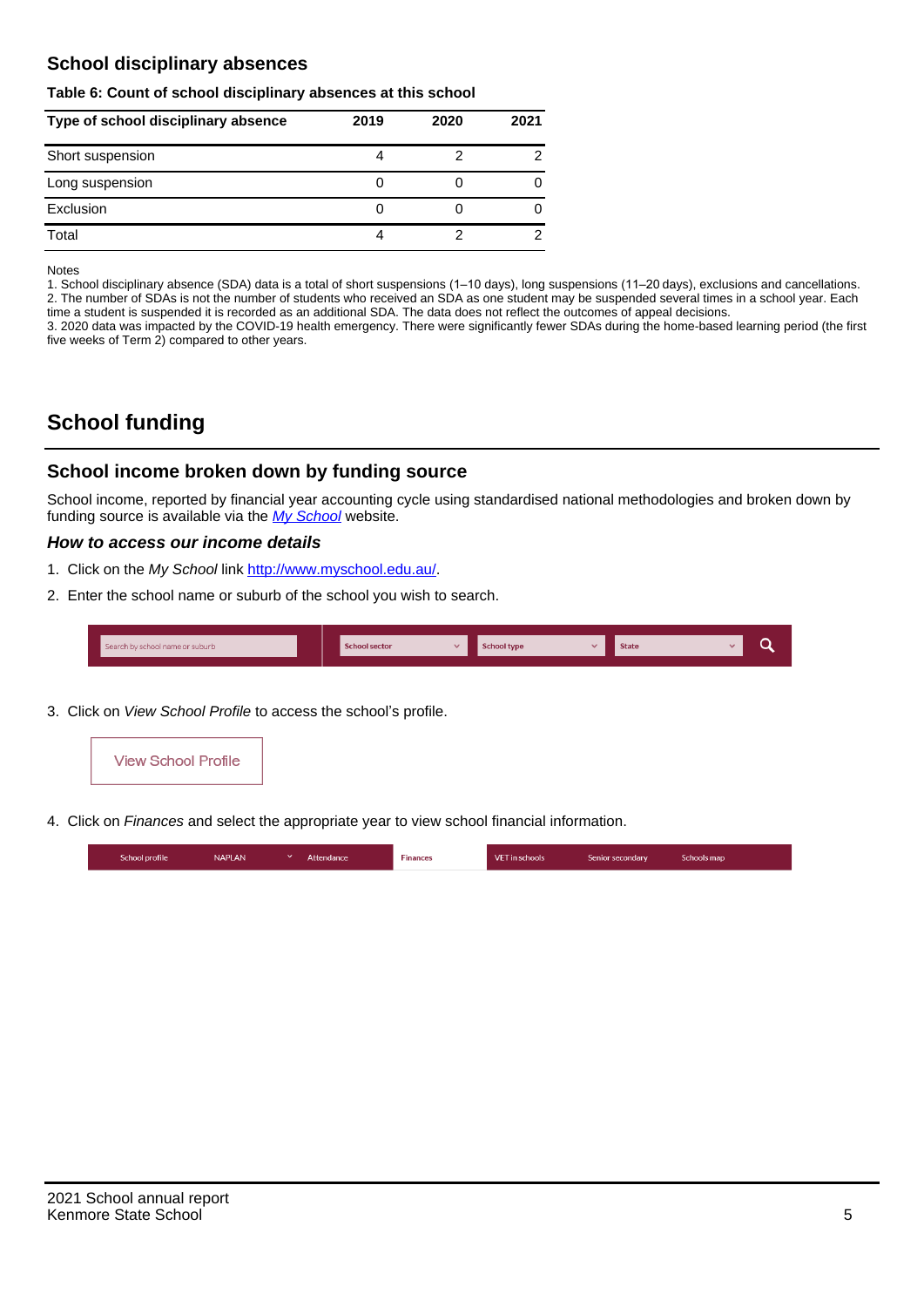## School disciplinary absences

**Table 6: Count of school disciplinary absences at this school**

| Type of school disciplinary absence | 2019 | 2020 | 2021 |
|---|---|---|---|
| Short suspension | 4 | 2 | 2 |
| Long suspension | 0 | 0 | 0 |
| Exclusion | 0 | 0 | 0 |
| Total | 4 | 2 | 2 |

Notes
1. School disciplinary absence (SDA) data is a total of short suspensions (1–10 days), long suspensions (11–20 days), exclusions and cancellations.
2. The number of SDAs is not the number of students who received an SDA as one student may be suspended several times in a school year. Each time a student is suspended it is recorded as an additional SDA. The data does not reflect the outcomes of appeal decisions.
3. 2020 data was impacted by the COVID-19 health emergency. There were significantly fewer SDAs during the home-based learning period (the first five weeks of Term 2) compared to other years.

# School funding

## School income broken down by funding source

School income, reported by financial year accounting cycle using standardised national methodologies and broken down by funding source is available via the *My School* website.

### *How to access our income details*

1. Click on the *My School* link http://www.myschool.edu.au/.
2. Enter the school name or suburb of the school you wish to search.

Search by school name or suburb | School sector | School type | State

3. Click on *View School Profile* to access the school's profile.

View School Profile

4. Click on *Finances* and select the appropriate year to view school financial information.

School profile | NAPLAN | Attendance | Finances | VET in schools | Senior secondary | Schools map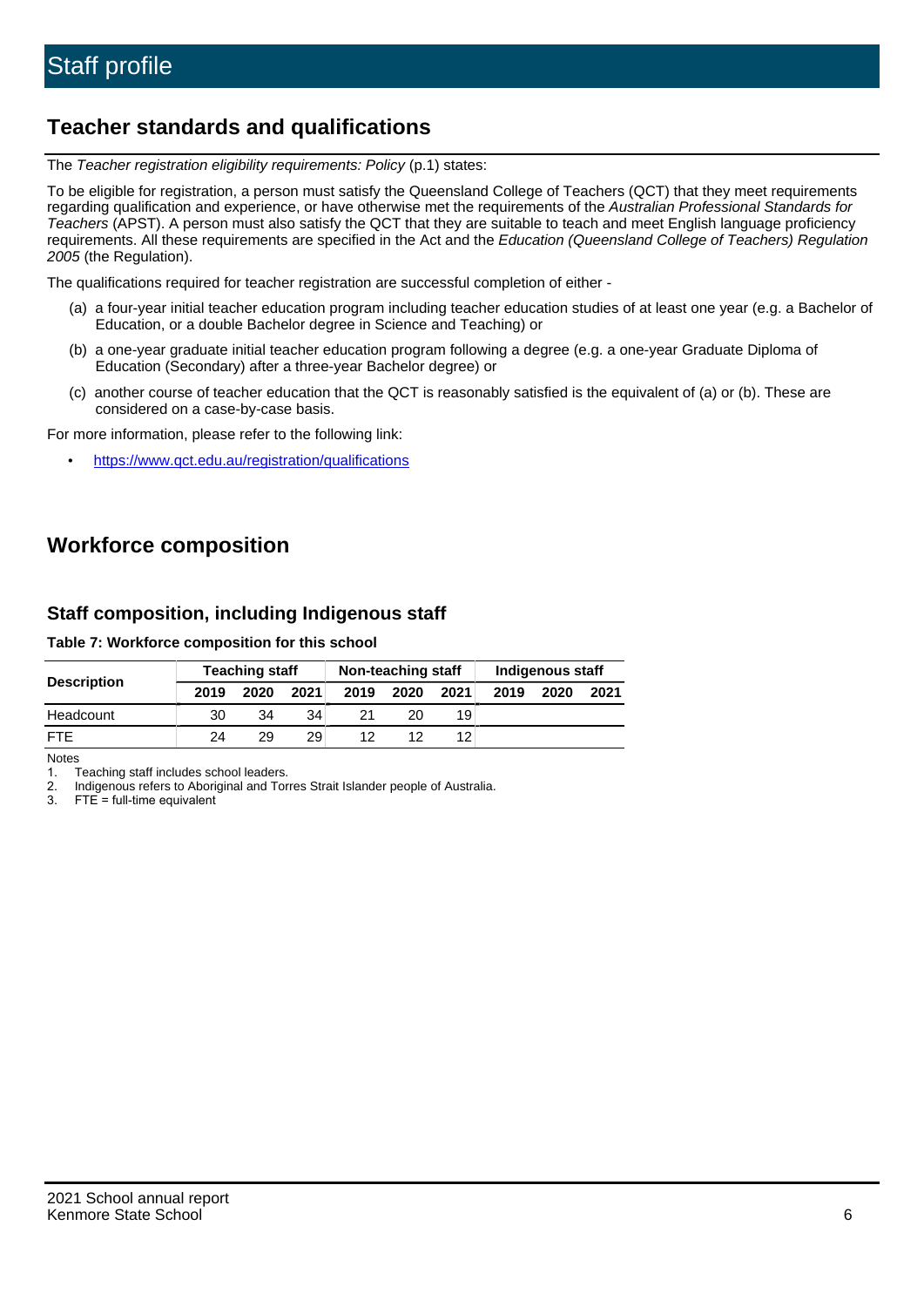# Staff profile

## Teacher standards and qualifications

The *Teacher registration eligibility requirements: Policy* (p.1) states:

To be eligible for registration, a person must satisfy the Queensland College of Teachers (QCT) that they meet requirements regarding qualification and experience, or have otherwise met the requirements of the *Australian Professional Standards for Teachers* (APST). A person must also satisfy the QCT that they are suitable to teach and meet English language proficiency requirements. All these requirements are specified in the Act and the *Education (Queensland College of Teachers) Regulation 2005* (the Regulation).

The qualifications required for teacher registration are successful completion of either -

(a) a four-year initial teacher education program including teacher education studies of at least one year (e.g. a Bachelor of Education, or a double Bachelor degree in Science and Teaching) or

(b) a one-year graduate initial teacher education program following a degree (e.g. a one-year Graduate Diploma of Education (Secondary) after a three-year Bachelor degree) or

(c) another course of teacher education that the QCT is reasonably satisfied is the equivalent of (a) or (b). These are considered on a case-by-case basis.

For more information, please refer to the following link:

- https://www.qct.edu.au/registration/qualifications

## Workforce composition

### Staff composition, including Indigenous staff

**Table 7: Workforce composition for this school**

| Description | Teaching staff | | | Non-teaching staff | | | Indigenous staff | | |
|---|---|---|---|---|---|---|---|---|---|
| | 2019 | 2020 | 2021 | 2019 | 2020 | 2021 | 2019 | 2020 | 2021 |
| Headcount | 30 | 34 | 34 | 21 | 20 | 19 | | | |
| FTE | 24 | 29 | 29 | 12 | 12 | 12 | | | |

Notes
1. Teaching staff includes school leaders.
2. Indigenous refers to Aboriginal and Torres Strait Islander people of Australia.
3. FTE = full-time equivalent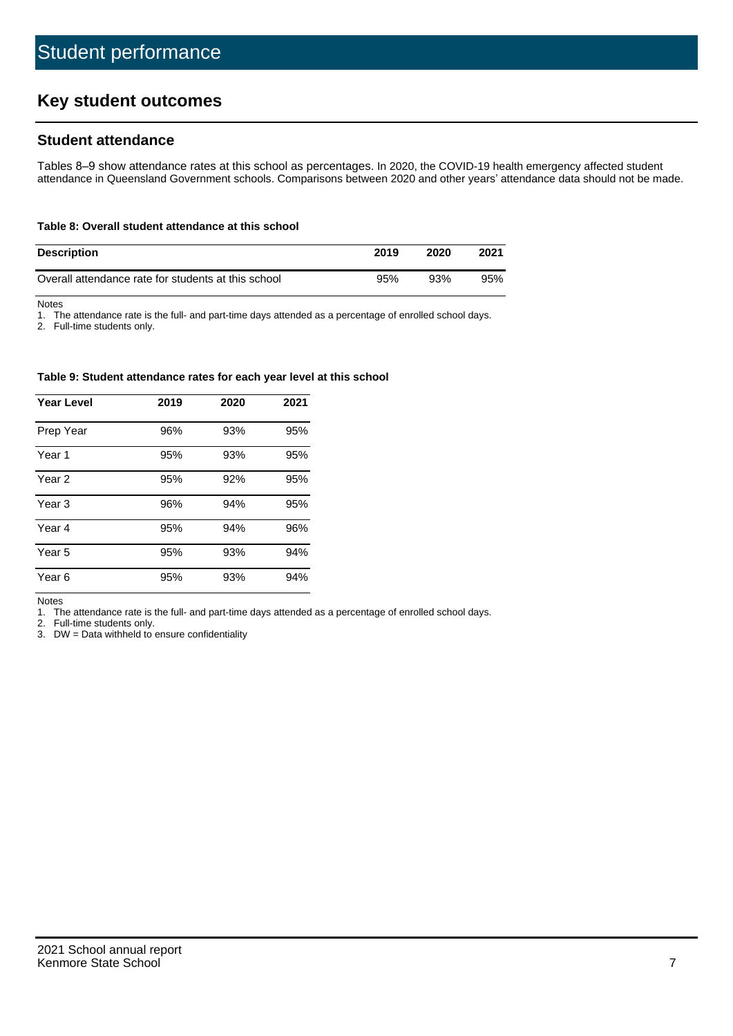# Student performance

## Key student outcomes

### Student attendance

Tables 8–9 show attendance rates at this school as percentages. In 2020, the COVID-19 health emergency affected student attendance in Queensland Government schools. Comparisons between 2020 and other years' attendance data should not be made.

**Table 8: Overall student attendance at this school**

| Description | 2019 | 2020 | 2021 |
|---|---|---|---|
| Overall attendance rate for students at this school | 95% | 93% | 95% |

Notes

1. The attendance rate is the full- and part-time days attended as a percentage of enrolled school days.
2. Full-time students only.

**Table 9: Student attendance rates for each year level at this school**

| Year Level | 2019 | 2020 | 2021 |
|---|---|---|---|
| Prep Year | 96% | 93% | 95% |
| Year 1 | 95% | 93% | 95% |
| Year 2 | 95% | 92% | 95% |
| Year 3 | 96% | 94% | 95% |
| Year 4 | 95% | 94% | 96% |
| Year 5 | 95% | 93% | 94% |
| Year 6 | 95% | 93% | 94% |

Notes

1. The attendance rate is the full- and part-time days attended as a percentage of enrolled school days.
2. Full-time students only.
3. DW = Data withheld to ensure confidentiality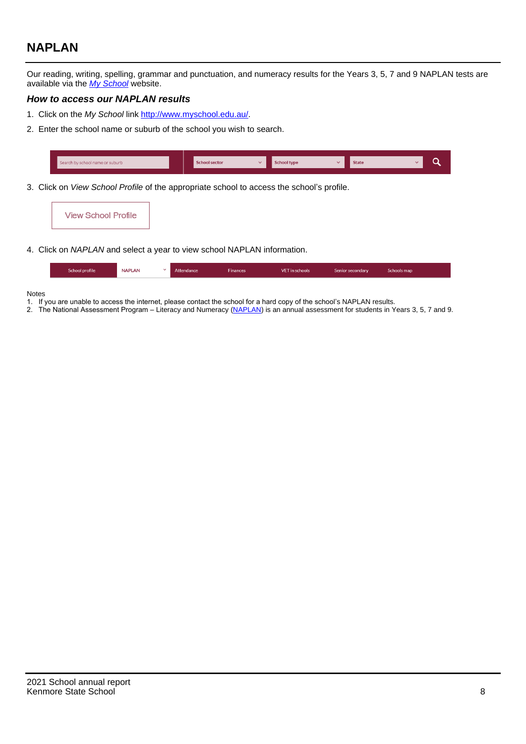## NAPLAN

Our reading, writing, spelling, grammar and punctuation, and numeracy results for the Years 3, 5, 7 and 9 NAPLAN tests are available via the *My School* website.

### *How to access our NAPLAN results*

1. Click on the *My School* link http://www.myschool.edu.au/.
2. Enter the school name or suburb of the school you wish to search.

Search by school name or suburb | School sector | School type | State

3. Click on *View School Profile* of the appropriate school to access the school's profile.

View School Profile

4. Click on *NAPLAN* and select a year to view school NAPLAN information.

School profile | NAPLAN | Attendance | Finances | VET in schools | Senior secondary | Schools map

Notes

1. If you are unable to access the internet, please contact the school for a hard copy of the school's NAPLAN results.
2. The National Assessment Program – Literacy and Numeracy (NAPLAN) is an annual assessment for students in Years 3, 5, 7 and 9.